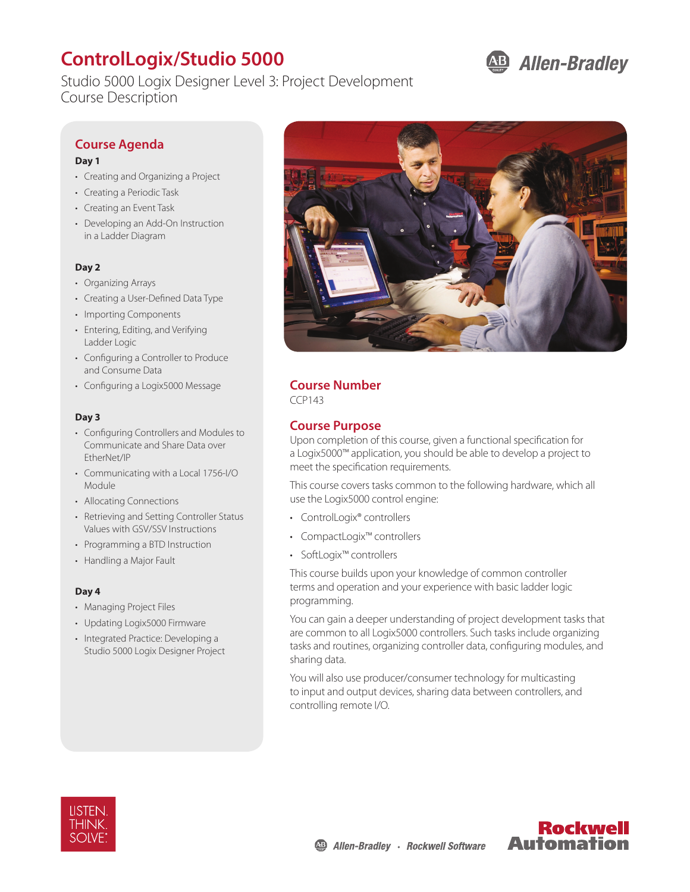# ControlLogix/Studio 5000

Studio 5000 Logix Designer Level 3: Project Development
Course Description

## Course Agenda

**Day 1**

- Creating and Organizing a Project
- Creating a Periodic Task
- Creating an Event Task
- Developing an Add-On Instruction in a Ladder Diagram

**Day 2**

- Organizing Arrays
- Creating a User-Defined Data Type
- Importing Components
- Entering, Editing, and Verifying Ladder Logic
- Configuring a Controller to Produce and Consume Data
- Configuring a Logix5000 Message

**Day 3**

- Configuring Controllers and Modules to Communicate and Share Data over EtherNet/IP
- Communicating with a Local 1756-I/O Module
- Allocating Connections
- Retrieving and Setting Controller Status Values with GSV/SSV Instructions
- Programming a BTD Instruction
- Handling a Major Fault

**Day 4**

- Managing Project Files
- Updating Logix5000 Firmware
- Integrated Practice: Developing a Studio 5000 Logix Designer Project

## Course Number

CCP143

## Course Purpose

Upon completion of this course, given a functional specification for a Logix5000™ application, you should be able to develop a project to meet the specification requirements.

This course covers tasks common to the following hardware, which all use the Logix5000 control engine:

- ControlLogix® controllers
- CompactLogix™ controllers
- SoftLogix™ controllers

This course builds upon your knowledge of common controller terms and operation and your experience with basic ladder logic programming.

You can gain a deeper understanding of project development tasks that are common to all Logix5000 controllers. Such tasks include organizing tasks and routines, organizing controller data, configuring modules, and sharing data.

You will also use producer/consumer technology for multicasting to input and output devices, sharing data between controllers, and controlling remote I/O.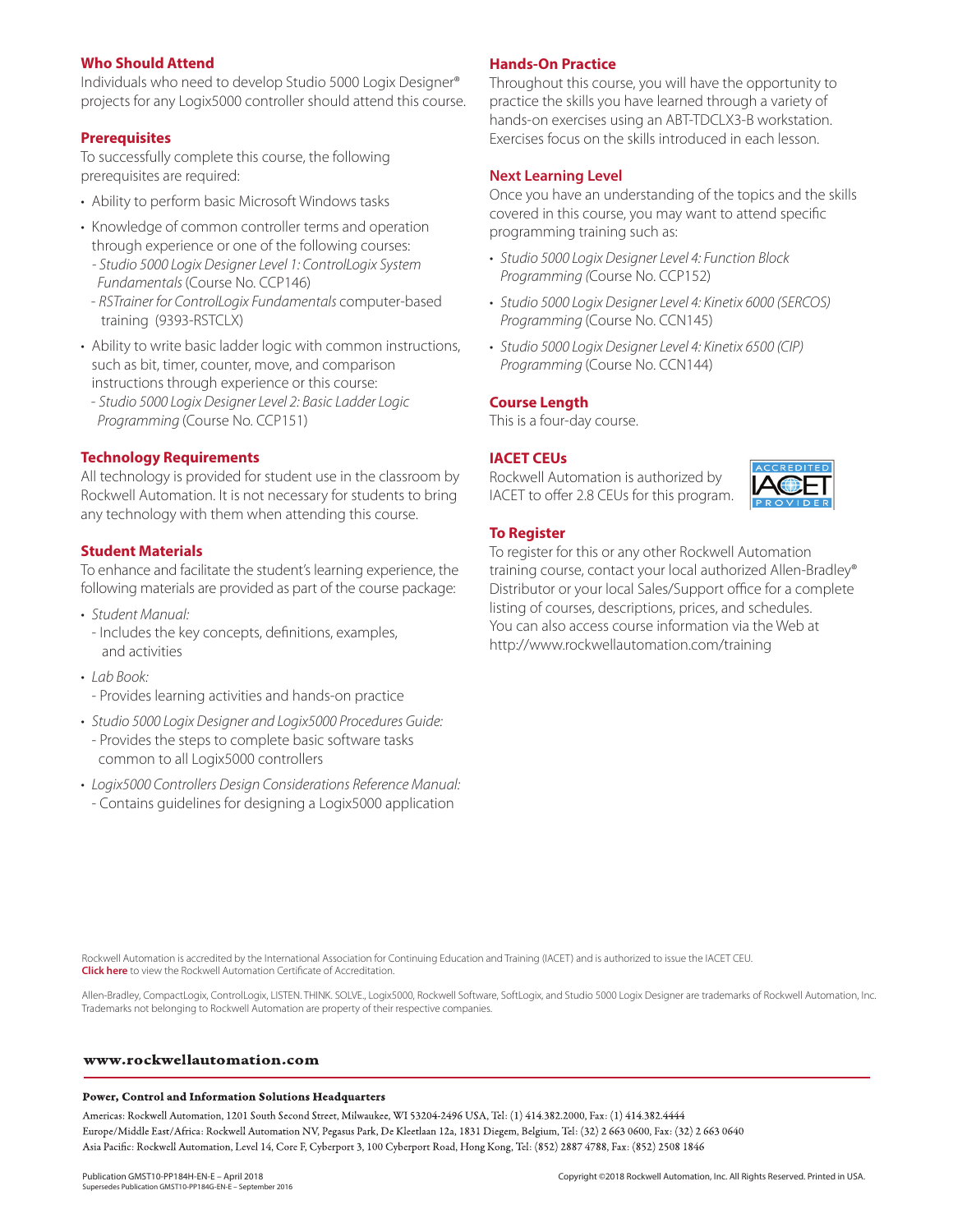## Who Should Attend

Individuals who need to develop Studio 5000 Logix Designer® projects for any Logix5000 controller should attend this course.

## Prerequisites

To successfully complete this course, the following prerequisites are required:

- Ability to perform basic Microsoft Windows tasks
- Knowledge of common controller terms and operation through experience or one of the following courses:
  - *Studio 5000 Logix Designer Level 1: ControlLogix System Fundamentals* (Course No. CCP146)
  - *RSTrainer for ControlLogix Fundamentals* computer-based training (9393-RSTCLX)
- Ability to write basic ladder logic with common instructions, such as bit, timer, counter, move, and comparison instructions through experience or this course:
  - *Studio 5000 Logix Designer Level 2: Basic Ladder Logic Programming* (Course No. CCP151)

## Technology Requirements

All technology is provided for student use in the classroom by Rockwell Automation. It is not necessary for students to bring any technology with them when attending this course.

## Student Materials

To enhance and facilitate the student's learning experience, the following materials are provided as part of the course package:

- *Student Manual:*
  - Includes the key concepts, definitions, examples, and activities
- *Lab Book:*
  - Provides learning activities and hands-on practice
- *Studio 5000 Logix Designer and Logix5000 Procedures Guide:*
  - Provides the steps to complete basic software tasks common to all Logix5000 controllers
- *Logix5000 Controllers Design Considerations Reference Manual:*
  - Contains guidelines for designing a Logix5000 application

## Hands-On Practice

Throughout this course, you will have the opportunity to practice the skills you have learned through a variety of hands-on exercises using an ABT-TDCLX3-B workstation. Exercises focus on the skills introduced in each lesson.

## Next Learning Level

Once you have an understanding of the topics and the skills covered in this course, you may want to attend specific programming training such as:

- *Studio 5000 Logix Designer Level 4: Function Block Programming* (Course No. CCP152)
- *Studio 5000 Logix Designer Level 4: Kinetix 6000 (SERCOS) Programming* (Course No. CCN145)
- *Studio 5000 Logix Designer Level 4: Kinetix 6500 (CIP) Programming* (Course No. CCN144)

## Course Length

This is a four-day course.

## IACET CEUs

Rockwell Automation is authorized by IACET to offer 2.8 CEUs for this program.

## To Register

To register for this or any other Rockwell Automation training course, contact your local authorized Allen-Bradley® Distributor or your local Sales/Support office for a complete listing of courses, descriptions, prices, and schedules. You can also access course information via the Web at http://www.rockwellautomation.com/training

Rockwell Automation is accredited by the International Association for Continuing Education and Training (IACET) and is authorized to issue the IACET CEU.
**Click here** to view the Rockwell Automation Certificate of Accreditation.

Allen-Bradley, CompactLogix, ControlLogix, LISTEN. THINK. SOLVE., Logix5000, Rockwell Software, SoftLogix, and Studio 5000 Logix Designer are trademarks of Rockwell Automation, Inc. Trademarks not belonging to Rockwell Automation are property of their respective companies.

**www.rockwellautomation.com**

**Power, Control and Information Solutions Headquarters**

Americas: Rockwell Automation, 1201 South Second Street, Milwaukee, WI 53204-2496 USA, Tel: (1) 414.382.2000, Fax: (1) 414.382.4444
Europe/Middle East/Africa: Rockwell Automation NV, Pegasus Park, De Kleetlaan 12a, 1831 Diegem, Belgium, Tel: (32) 2 663 0600, Fax: (32) 2 663 0640
Asia Pacific: Rockwell Automation, Level 14, Core F, Cyberport 3, 100 Cyberport Road, Hong Kong, Tel: (852) 2887 4788, Fax: (852) 2508 1846

Publication GMST10-PP184H-EN-E – April 2018
Supersedes Publication GMST10-PP184G-EN-E – September 2016

Copyright ©2018 Rockwell Automation, Inc. All Rights Reserved. Printed in USA.